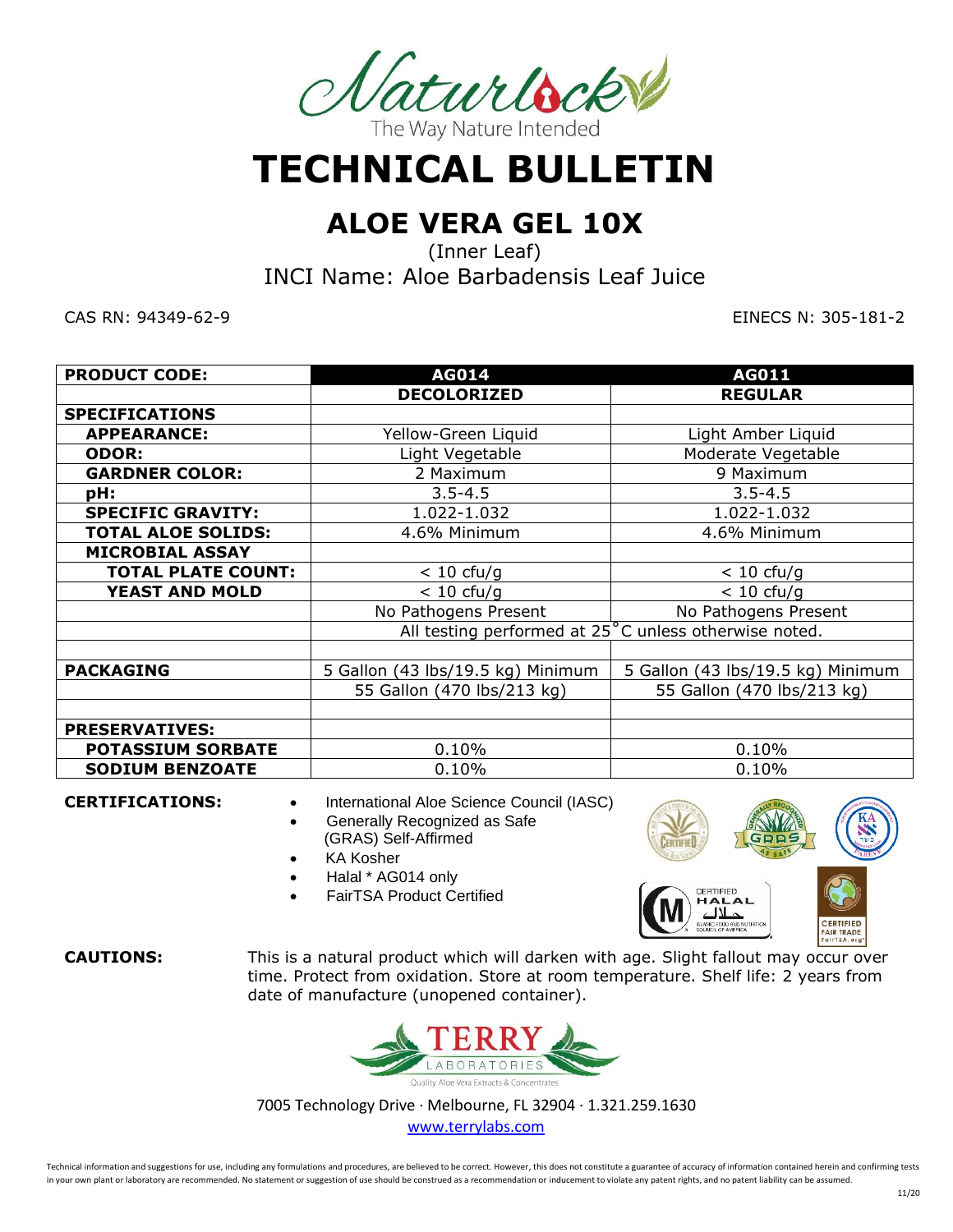Naturlock

The Way Nature Intended

# TECHNICAL BULLETIN

## ALOE VERA GEL 10X

(Inner Leaf)

INCI Name: Aloe Barbadensis Leaf Juice

CAS RN: 94349-62-9

EINECS N: 305-181-2

| PRODUCT CODE: | AG014 | AG011 |
|---|---|---|
| | DECOLORIZED | REGULAR |
| **SPECIFICATIONS** | | |
| **APPEARANCE:** | Yellow-Green Liquid | Light Amber Liquid |
| **ODOR:** | Light Vegetable | Moderate Vegetable |
| **GARDNER COLOR:** | 2 Maximum | 9 Maximum |
| **pH:** | 3.5-4.5 | 3.5-4.5 |
| **SPECIFIC GRAVITY:** | 1.022-1.032 | 1.022-1.032 |
| **TOTAL ALOE SOLIDS:** | 4.6% Minimum | 4.6% Minimum |
| **MICROBIAL ASSAY** | | |
| **TOTAL PLATE COUNT:** | < 10 cfu/g | < 10 cfu/g |
| **YEAST AND MOLD** | < 10 cfu/g | < 10 cfu/g |
| | No Pathogens Present | No Pathogens Present |
| | All testing performed at 25˚C unless otherwise noted. | |
| | | |
| **PACKAGING** | 5 Gallon (43 lbs/19.5 kg) Minimum | 5 Gallon (43 lbs/19.5 kg) Minimum |
| | 55 Gallon (470 lbs/213 kg) | 55 Gallon (470 lbs/213 kg) |
| | | |
| **PRESERVATIVES:** | | |
| **POTASSIUM SORBATE** | 0.10% | 0.10% |
| **SODIUM BENZOATE** | 0.10% | 0.10% |

**CERTIFICATIONS:**

- International Aloe Science Council (IASC)
- Generally Recognized as Safe (GRAS) Self-Affirmed
- KA Kosher
- Halal * AG014 only
- FairTSA Product Certified

**CAUTIONS:** This is a natural product which will darken with age. Slight fallout may occur over time. Protect from oxidation. Store at room temperature. Shelf life: 2 years from date of manufacture (unopened container).

TERRY LABORATORIES

Quality Aloe Vera Extracts & Concentrates

7005 Technology Drive · Melbourne, FL 32904 · 1.321.259.1630

www.terrylabs.com

Technical information and suggestions for use, including any formulations and procedures, are believed to be correct. However, this does not constitute a guarantee of accuracy of information contained herein and confirming tests in your own plant or laboratory are recommended. No statement or suggestion of use should be construed as a recommendation or inducement to violate any patent rights, and no patent liability can be assumed.

11/20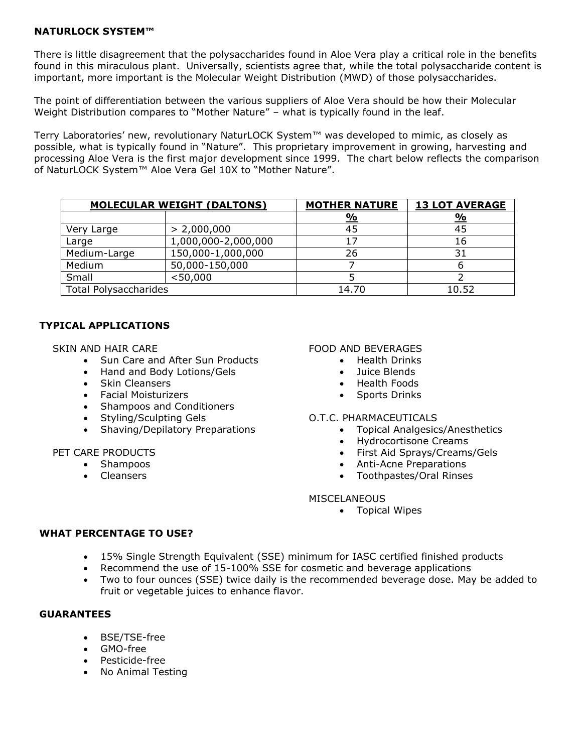## NATURLOCK SYSTEM™

There is little disagreement that the polysaccharides found in Aloe Vera play a critical role in the benefits found in this miraculous plant. Universally, scientists agree that, while the total polysaccharide content is important, more important is the Molecular Weight Distribution (MWD) of those polysaccharides.

The point of differentiation between the various suppliers of Aloe Vera should be how their Molecular Weight Distribution compares to "Mother Nature" – what is typically found in the leaf.

Terry Laboratories' new, revolutionary NaturLOCK System™ was developed to mimic, as closely as possible, what is typically found in "Nature". This proprietary improvement in growing, harvesting and processing Aloe Vera is the first major development since 1999. The chart below reflects the comparison of NaturLOCK System™ Aloe Vera Gel 10X to "Mother Nature".

| MOLECULAR WEIGHT (DALTONS) | | MOTHER NATURE | 13 LOT AVERAGE |
|---|---|---|---|
| | | % | % |
| Very Large | > 2,000,000 | 45 | 45 |
| Large | 1,000,000-2,000,000 | 17 | 16 |
| Medium-Large | 150,000-1,000,000 | 26 | 31 |
| Medium | 50,000-150,000 | 7 | 6 |
| Small | <50,000 | 5 | 2 |
| Total Polysaccharides | | 14.70 | 10.52 |

## TYPICAL APPLICATIONS

SKIN AND HAIR CARE
- Sun Care and After Sun Products
- Hand and Body Lotions/Gels
- Skin Cleansers
- Facial Moisturizers
- Shampoos and Conditioners
- Styling/Sculpting Gels
- Shaving/Depilatory Preparations

PET CARE PRODUCTS
- Shampoos
- Cleansers

FOOD AND BEVERAGES
- Health Drinks
- Juice Blends
- Health Foods
- Sports Drinks

O.T.C. PHARMACEUTICALS
- Topical Analgesics/Anesthetics
- Hydrocortisone Creams
- First Aid Sprays/Creams/Gels
- Anti-Acne Preparations
- Toothpastes/Oral Rinses

MISCELANEOUS
- Topical Wipes

## WHAT PERCENTAGE TO USE?

- 15% Single Strength Equivalent (SSE) minimum for IASC certified finished products
- Recommend the use of 15-100% SSE for cosmetic and beverage applications
- Two to four ounces (SSE) twice daily is the recommended beverage dose. May be added to fruit or vegetable juices to enhance flavor.

## GUARANTEES

- BSE/TSE-free
- GMO-free
- Pesticide-free
- No Animal Testing